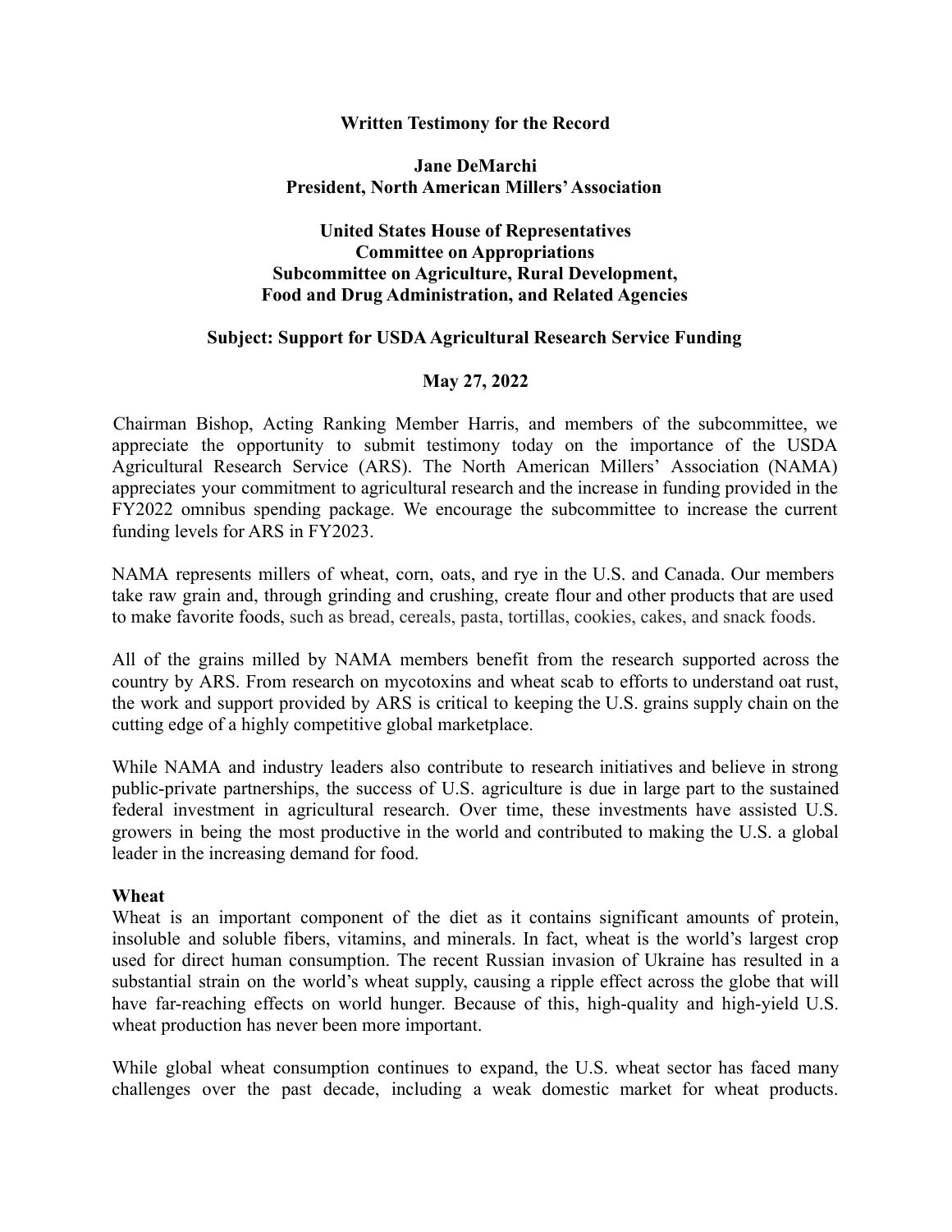**Written Testimony for the Record**

**Jane DeMarchi**
**President, North American Millers' Association**

**United States House of Representatives**
**Committee on Appropriations**
**Subcommittee on Agriculture, Rural Development,**
**Food and Drug Administration, and Related Agencies**

**Subject: Support for USDA Agricultural Research Service Funding**

**May 27, 2022**

Chairman Bishop, Acting Ranking Member Harris, and members of the subcommittee, we appreciate the opportunity to submit testimony today on the importance of the USDA Agricultural Research Service (ARS). The North American Millers' Association (NAMA) appreciates your commitment to agricultural research and the increase in funding provided in the FY2022 omnibus spending package. We encourage the subcommittee to increase the current funding levels for ARS in FY2023.

NAMA represents millers of wheat, corn, oats, and rye in the U.S. and Canada. Our members take raw grain and, through grinding and crushing, create flour and other products that are used to make favorite foods, such as bread, cereals, pasta, tortillas, cookies, cakes, and snack foods.

All of the grains milled by NAMA members benefit from the research supported across the country by ARS. From research on mycotoxins and wheat scab to efforts to understand oat rust, the work and support provided by ARS is critical to keeping the U.S. grains supply chain on the cutting edge of a highly competitive global marketplace.

While NAMA and industry leaders also contribute to research initiatives and believe in strong public-private partnerships, the success of U.S. agriculture is due in large part to the sustained federal investment in agricultural research. Over time, these investments have assisted U.S. growers in being the most productive in the world and contributed to making the U.S. a global leader in the increasing demand for food.

**Wheat**

Wheat is an important component of the diet as it contains significant amounts of protein, insoluble and soluble fibers, vitamins, and minerals. In fact, wheat is the world's largest crop used for direct human consumption. The recent Russian invasion of Ukraine has resulted in a substantial strain on the world's wheat supply, causing a ripple effect across the globe that will have far-reaching effects on world hunger. Because of this, high-quality and high-yield U.S. wheat production has never been more important.

While global wheat consumption continues to expand, the U.S. wheat sector has faced many challenges over the past decade, including a weak domestic market for wheat products.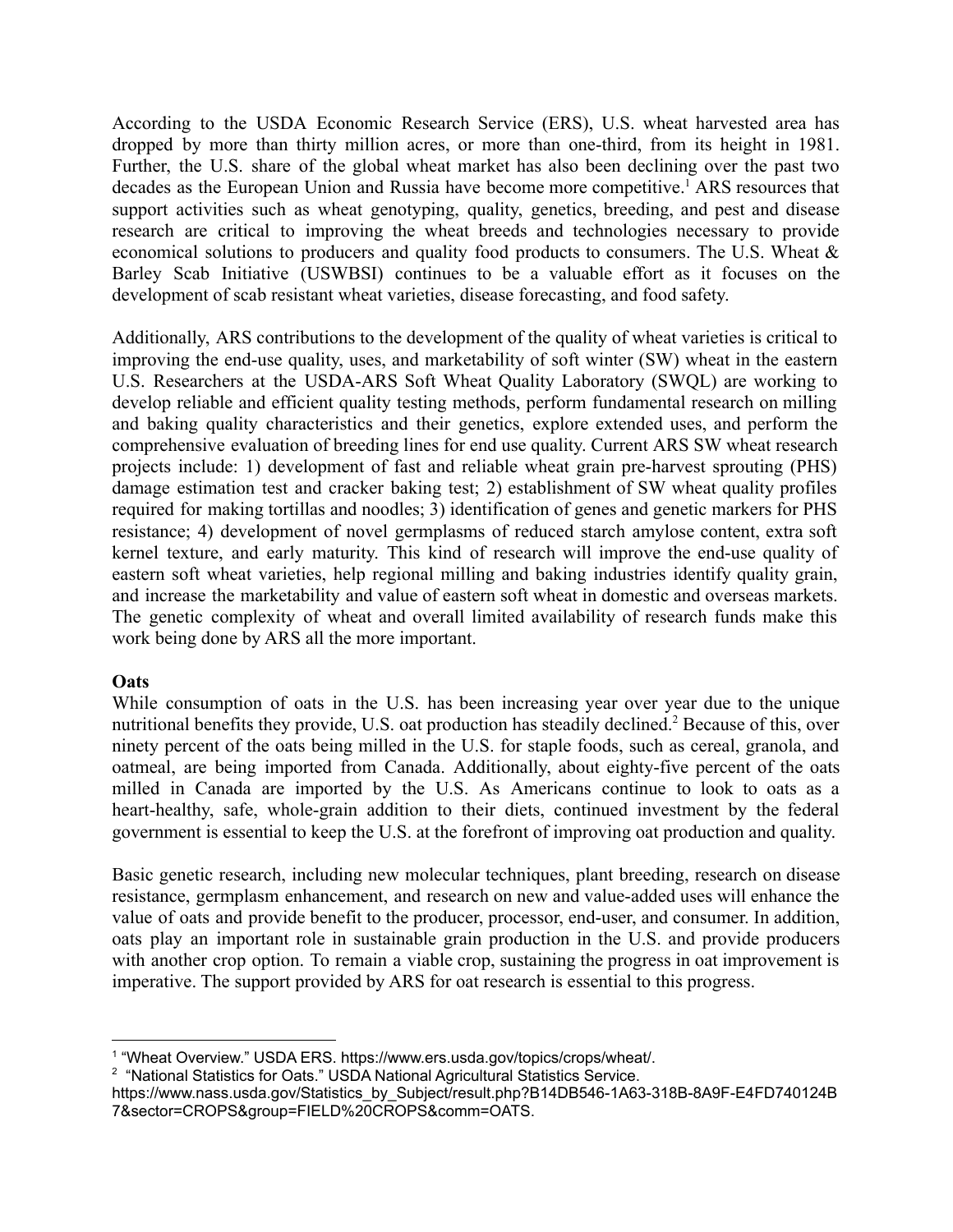According to the USDA Economic Research Service (ERS), U.S. wheat harvested area has dropped by more than thirty million acres, or more than one-third, from its height in 1981. Further, the U.S. share of the global wheat market has also been declining over the past two decades as the European Union and Russia have become more competitive.[1] ARS resources that support activities such as wheat genotyping, quality, genetics, breeding, and pest and disease research are critical to improving the wheat breeds and technologies necessary to provide economical solutions to producers and quality food products to consumers. The U.S. Wheat & Barley Scab Initiative (USWBSI) continues to be a valuable effort as it focuses on the development of scab resistant wheat varieties, disease forecasting, and food safety.

Additionally, ARS contributions to the development of the quality of wheat varieties is critical to improving the end-use quality, uses, and marketability of soft winter (SW) wheat in the eastern U.S. Researchers at the USDA-ARS Soft Wheat Quality Laboratory (SWQL) are working to develop reliable and efficient quality testing methods, perform fundamental research on milling and baking quality characteristics and their genetics, explore extended uses, and perform the comprehensive evaluation of breeding lines for end use quality. Current ARS SW wheat research projects include: 1) development of fast and reliable wheat grain pre-harvest sprouting (PHS) damage estimation test and cracker baking test; 2) establishment of SW wheat quality profiles required for making tortillas and noodles; 3) identification of genes and genetic markers for PHS resistance; 4) development of novel germplasms of reduced starch amylose content, extra soft kernel texture, and early maturity. This kind of research will improve the end-use quality of eastern soft wheat varieties, help regional milling and baking industries identify quality grain, and increase the marketability and value of eastern soft wheat in domestic and overseas markets. The genetic complexity of wheat and overall limited availability of research funds make this work being done by ARS all the more important.

**Oats**

While consumption of oats in the U.S. has been increasing year over year due to the unique nutritional benefits they provide, U.S. oat production has steadily declined.[2] Because of this, over ninety percent of the oats being milled in the U.S. for staple foods, such as cereal, granola, and oatmeal, are being imported from Canada. Additionally, about eighty-five percent of the oats milled in Canada are imported by the U.S. As Americans continue to look to oats as a heart-healthy, safe, whole-grain addition to their diets, continued investment by the federal government is essential to keep the U.S. at the forefront of improving oat production and quality.

Basic genetic research, including new molecular techniques, plant breeding, research on disease resistance, germplasm enhancement, and research on new and value-added uses will enhance the value of oats and provide benefit to the producer, processor, end-user, and consumer. In addition, oats play an important role in sustainable grain production in the U.S. and provide producers with another crop option. To remain a viable crop, sustaining the progress in oat improvement is imperative. The support provided by ARS for oat research is essential to this progress.

---

[1] "Wheat Overview." USDA ERS. https://www.ers.usda.gov/topics/crops/wheat/.

[2] "National Statistics for Oats." USDA National Agricultural Statistics Service. https://www.nass.usda.gov/Statistics_by_Subject/result.php?B14DB546-1A63-318B-8A9F-E4FD740124B7&sector=CROPS&group=FIELD%20CROPS&comm=OATS.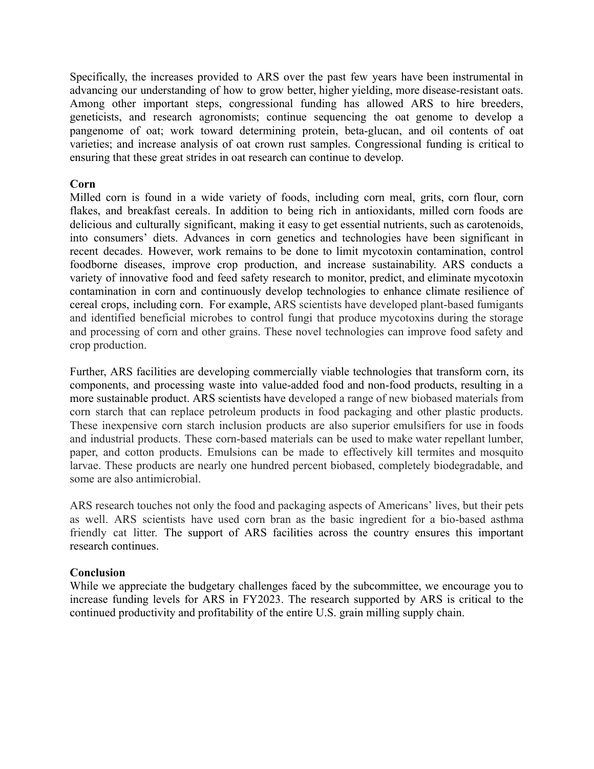Specifically, the increases provided to ARS over the past few years have been instrumental in advancing our understanding of how to grow better, higher yielding, more disease-resistant oats. Among other important steps, congressional funding has allowed ARS to hire breeders, geneticists, and research agronomists; continue sequencing the oat genome to develop a pangenome of oat; work toward determining protein, beta-glucan, and oil contents of oat varieties; and increase analysis of oat crown rust samples. Congressional funding is critical to ensuring that these great strides in oat research can continue to develop.

**Corn**

Milled corn is found in a wide variety of foods, including corn meal, grits, corn flour, corn flakes, and breakfast cereals. In addition to being rich in antioxidants, milled corn foods are delicious and culturally significant, making it easy to get essential nutrients, such as carotenoids, into consumers' diets. Advances in corn genetics and technologies have been significant in recent decades. However, work remains to be done to limit mycotoxin contamination, control foodborne diseases, improve crop production, and increase sustainability. ARS conducts a variety of innovative food and feed safety research to monitor, predict, and eliminate mycotoxin contamination in corn and continuously develop technologies to enhance climate resilience of cereal crops, including corn. For example, ARS scientists have developed plant-based fumigants and identified beneficial microbes to control fungi that produce mycotoxins during the storage and processing of corn and other grains. These novel technologies can improve food safety and crop production.

Further, ARS facilities are developing commercially viable technologies that transform corn, its components, and processing waste into value-added food and non-food products, resulting in a more sustainable product. ARS scientists have developed a range of new biobased materials from corn starch that can replace petroleum products in food packaging and other plastic products. These inexpensive corn starch inclusion products are also superior emulsifiers for use in foods and industrial products. These corn-based materials can be used to make water repellant lumber, paper, and cotton products. Emulsions can be made to effectively kill termites and mosquito larvae. These products are nearly one hundred percent biobased, completely biodegradable, and some are also antimicrobial.

ARS research touches not only the food and packaging aspects of Americans' lives, but their pets as well. ARS scientists have used corn bran as the basic ingredient for a bio-based asthma friendly cat litter. The support of ARS facilities across the country ensures this important research continues.

**Conclusion**

While we appreciate the budgetary challenges faced by the subcommittee, we encourage you to increase funding levels for ARS in FY2023. The research supported by ARS is critical to the continued productivity and profitability of the entire U.S. grain milling supply chain.